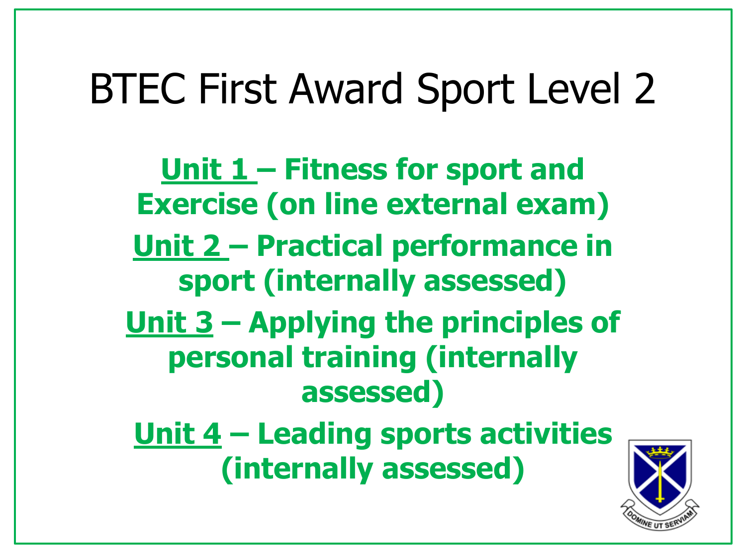# BTEC First Award Sport Level 2

**Unit 1 – Fitness for sport and Exercise (on line external exam)**

**Unit 2 – Practical performance in sport (internally assessed)**

**Unit 3 – Applying the principles of personal training (internally assessed)**

**Unit 4 – Leading sports activities (internally assessed)**

DOMINE UT SERVIAM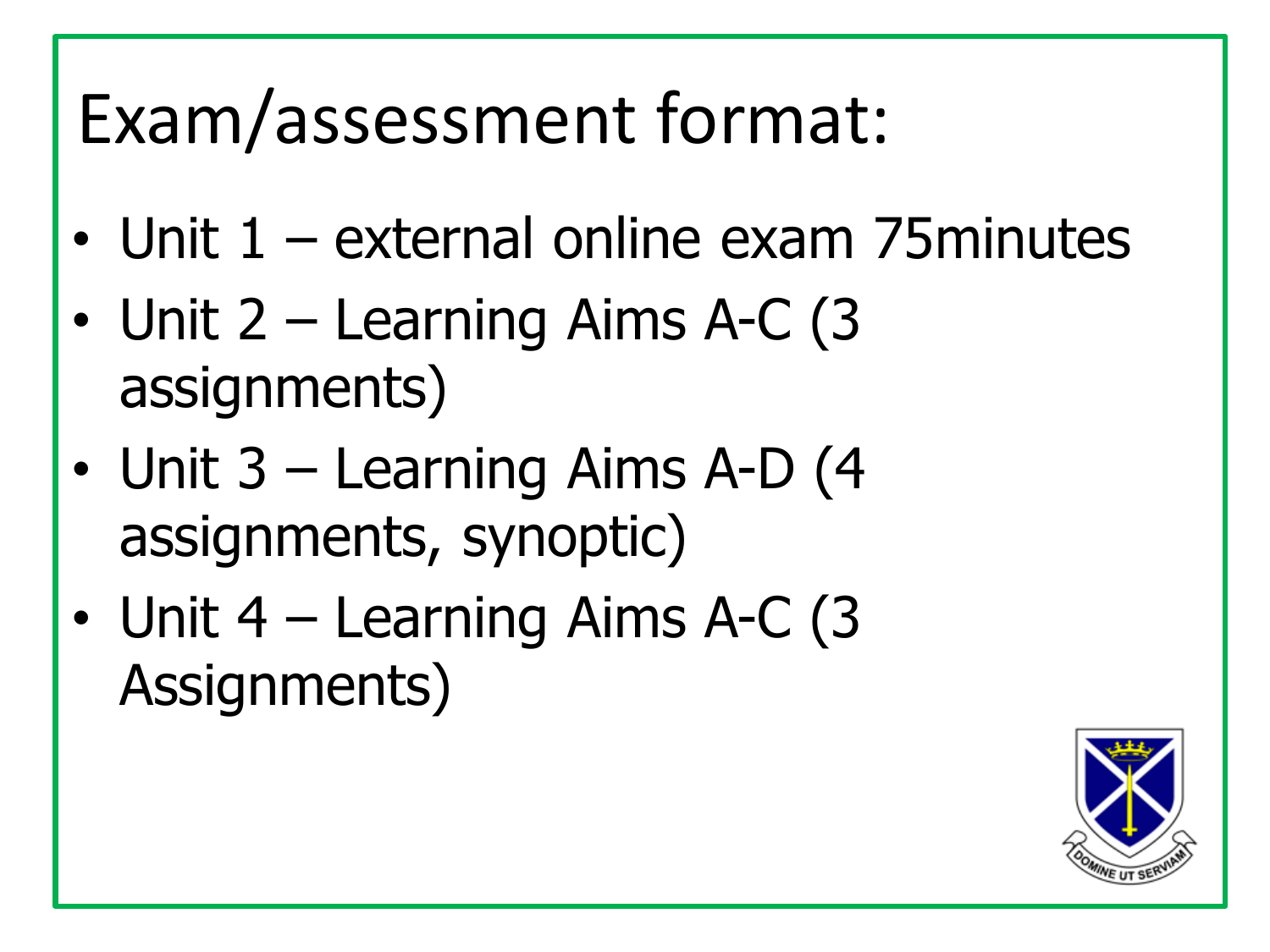# Exam/assessment format:

- Unit 1 – external online exam 75minutes
- Unit 2 – Learning Aims A-C (3 assignments)
- Unit 3 – Learning Aims A-D (4 assignments, synoptic)
- Unit 4 – Learning Aims A-C (3 Assignments)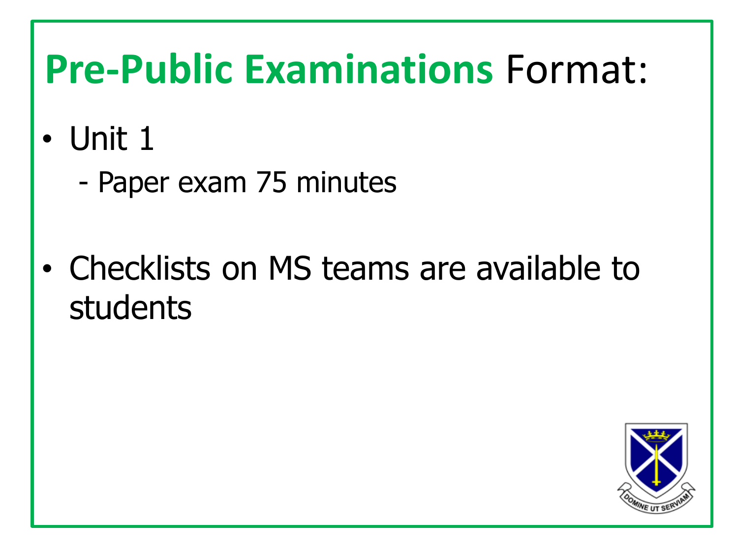# **Pre-Public Examinations** Format:

- Unit 1
  - Paper exam 75 minutes

- Checklists on MS teams are available to students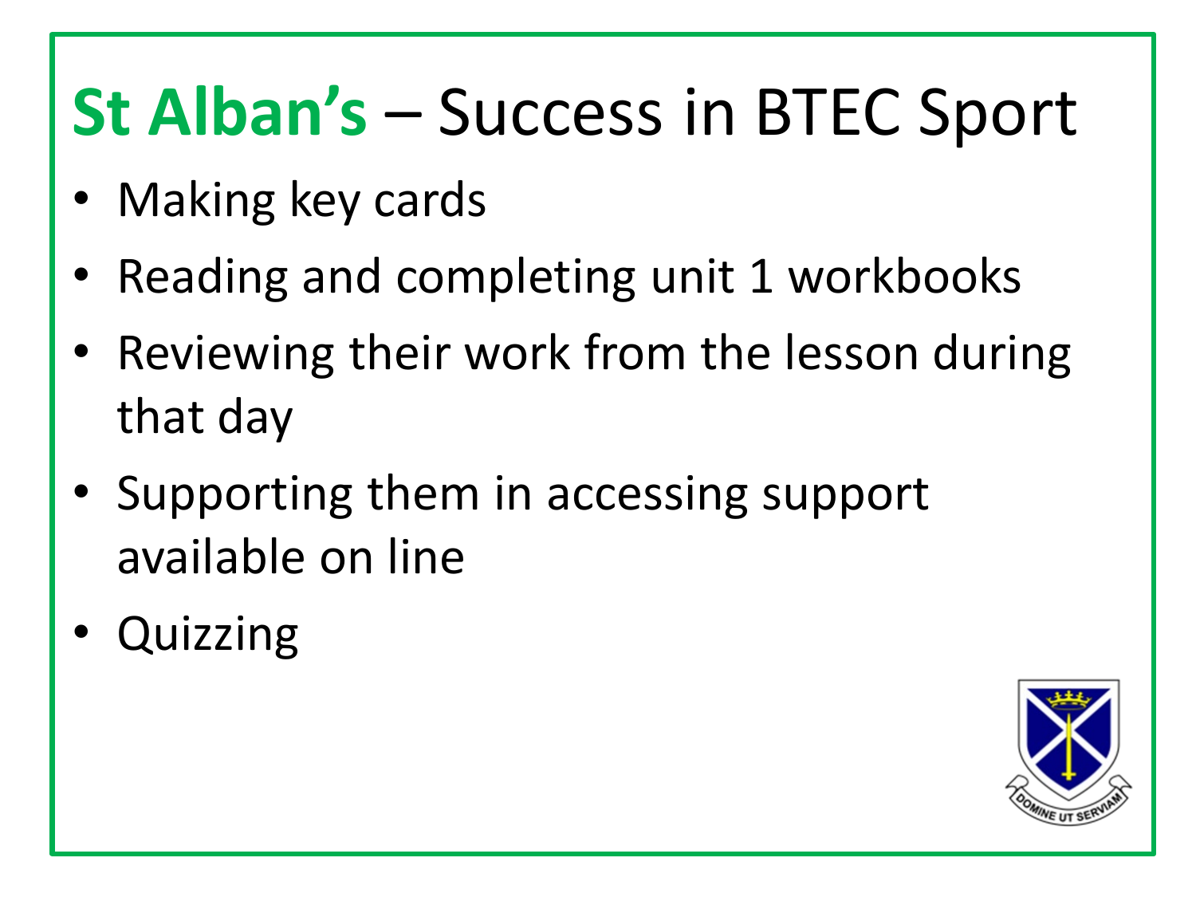# St Alban's – Success in BTEC Sport

- Making key cards
- Reading and completing unit 1 workbooks
- Reviewing their work from the lesson during that day
- Supporting them in accessing support available on line
- Quizzing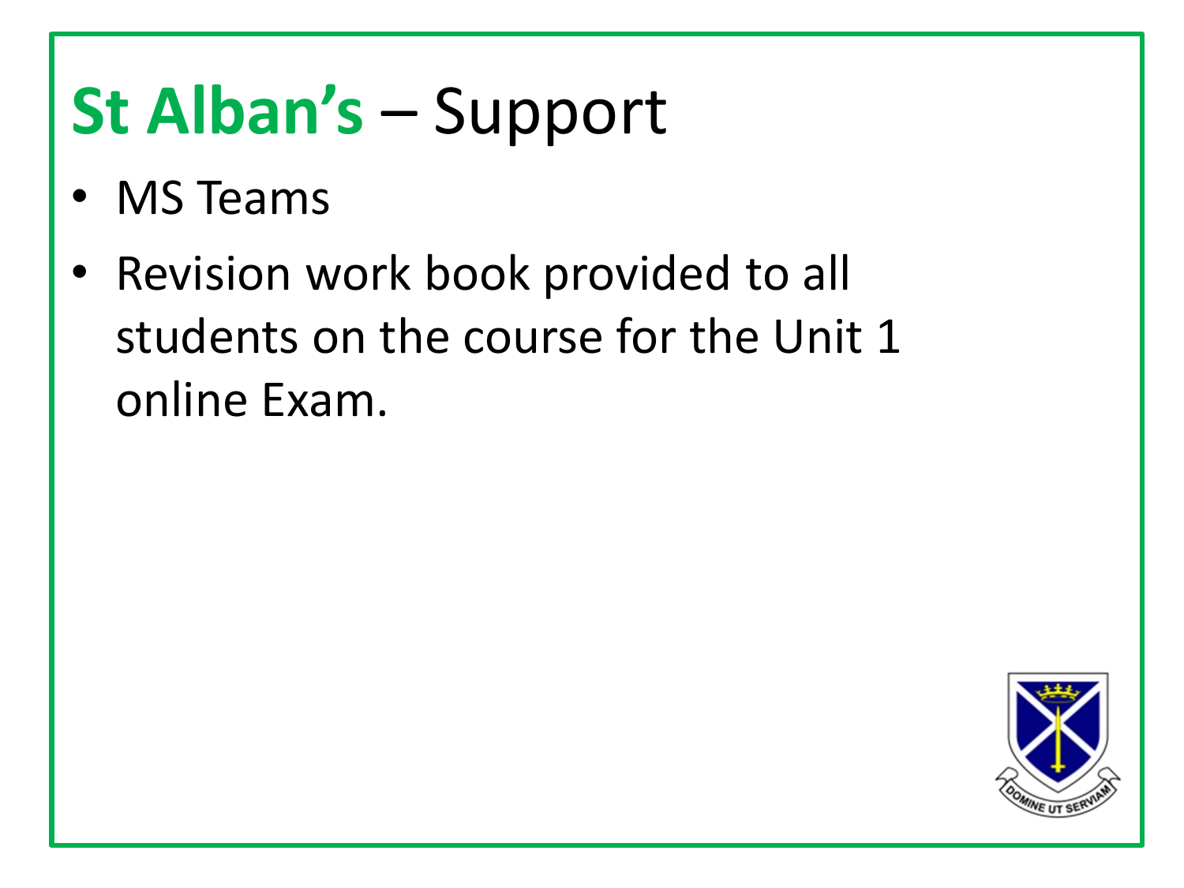# **St Alban's** – Support

- MS Teams
- Revision work book provided to all students on the course for the Unit 1 online Exam.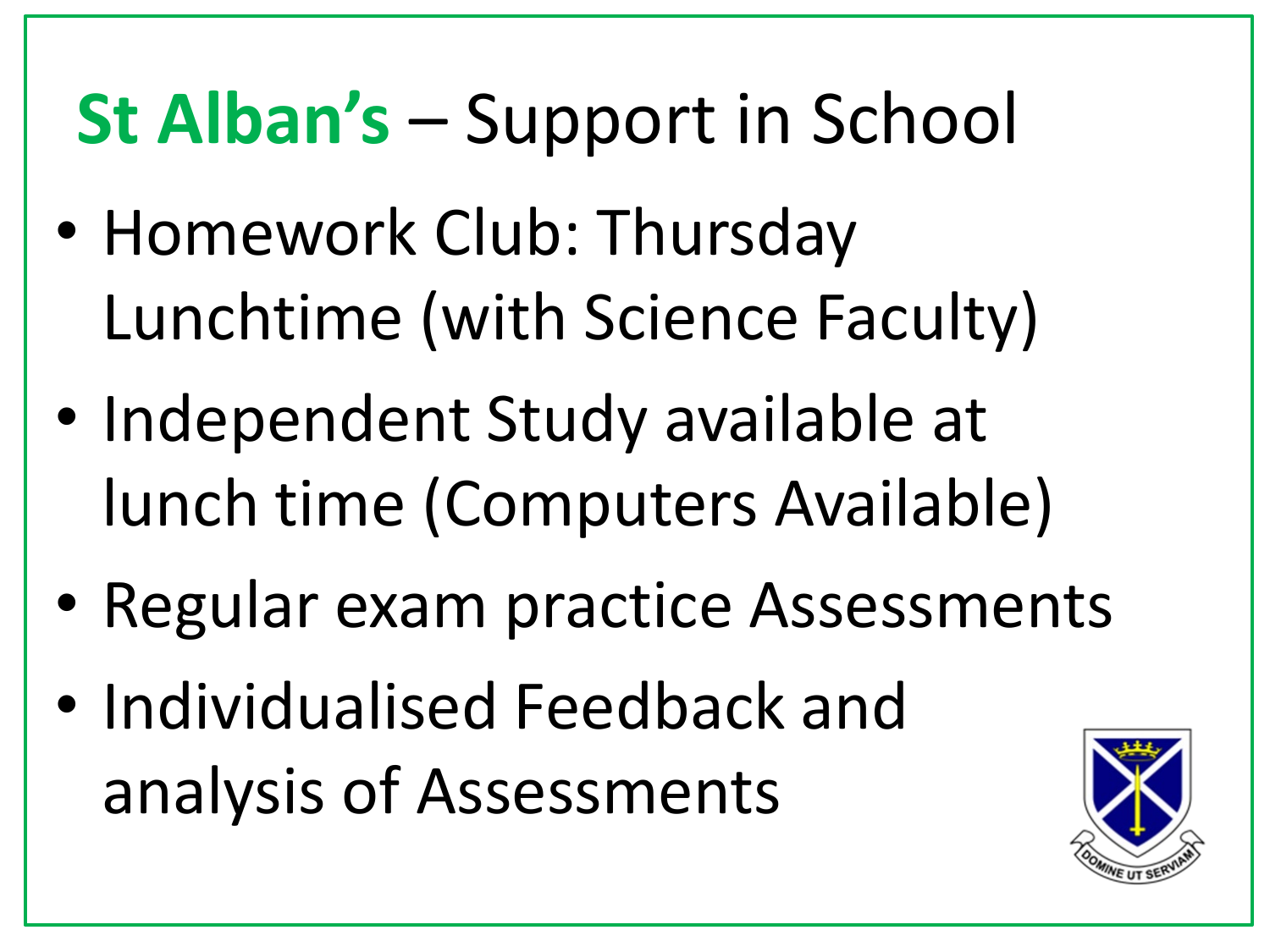# St Alban's – Support in School

- Homework Club: Thursday Lunchtime (with Science Faculty)
- Independent Study available at lunch time (Computers Available)
- Regular exam practice Assessments
- Individualised Feedback and analysis of Assessments